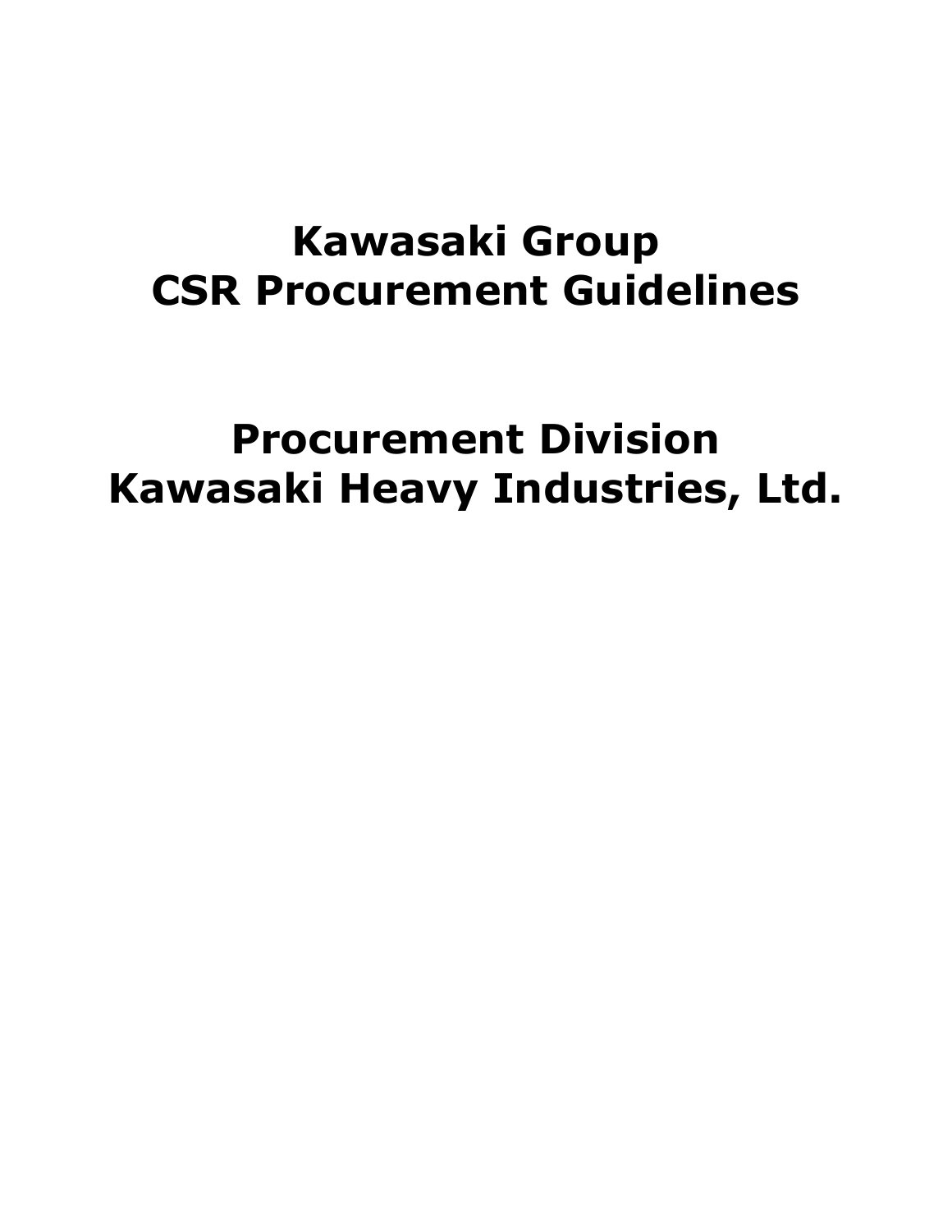# Kawasaki Group
# CSR Procurement Guidelines

## Procurement Division
## Kawasaki Heavy Industries, Ltd.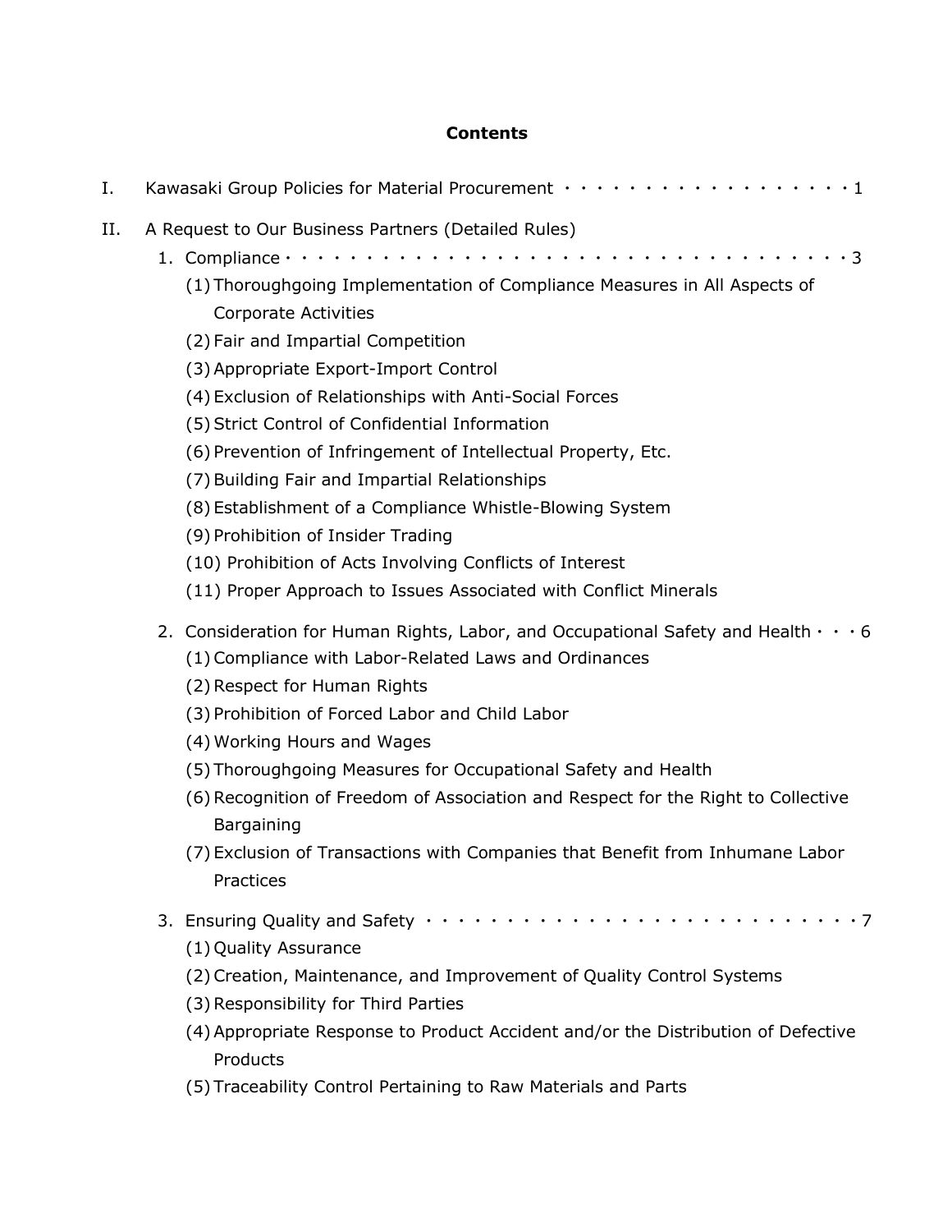# Contents

I. Kawasaki Group Policies for Material Procurement · · · · · · · · · · · · · · · · · · · 1

II. A Request to Our Business Partners (Detailed Rules)

1. Compliance · · · · · · · · · · · · · · · · · · · · · · · · · · · · · · · · · · · · · · · 3
   - (1) Thoroughgoing Implementation of Compliance Measures in All Aspects of Corporate Activities
   - (2) Fair and Impartial Competition
   - (3) Appropriate Export-Import Control
   - (4) Exclusion of Relationships with Anti-Social Forces
   - (5) Strict Control of Confidential Information
   - (6) Prevention of Infringement of Intellectual Property, Etc.
   - (7) Building Fair and Impartial Relationships
   - (8) Establishment of a Compliance Whistle-Blowing System
   - (9) Prohibition of Insider Trading
   - (10) Prohibition of Acts Involving Conflicts of Interest
   - (11) Proper Approach to Issues Associated with Conflict Minerals

2. Consideration for Human Rights, Labor, and Occupational Safety and Health · · · 6
   - (1) Compliance with Labor-Related Laws and Ordinances
   - (2) Respect for Human Rights
   - (3) Prohibition of Forced Labor and Child Labor
   - (4) Working Hours and Wages
   - (5) Thoroughgoing Measures for Occupational Safety and Health
   - (6) Recognition of Freedom of Association and Respect for the Right to Collective Bargaining
   - (7) Exclusion of Transactions with Companies that Benefit from Inhumane Labor Practices

3. Ensuring Quality and Safety · · · · · · · · · · · · · · · · · · · · · · · · · · · · 7
   - (1) Quality Assurance
   - (2) Creation, Maintenance, and Improvement of Quality Control Systems
   - (3) Responsibility for Third Parties
   - (4) Appropriate Response to Product Accident and/or the Distribution of Defective Products
   - (5) Traceability Control Pertaining to Raw Materials and Parts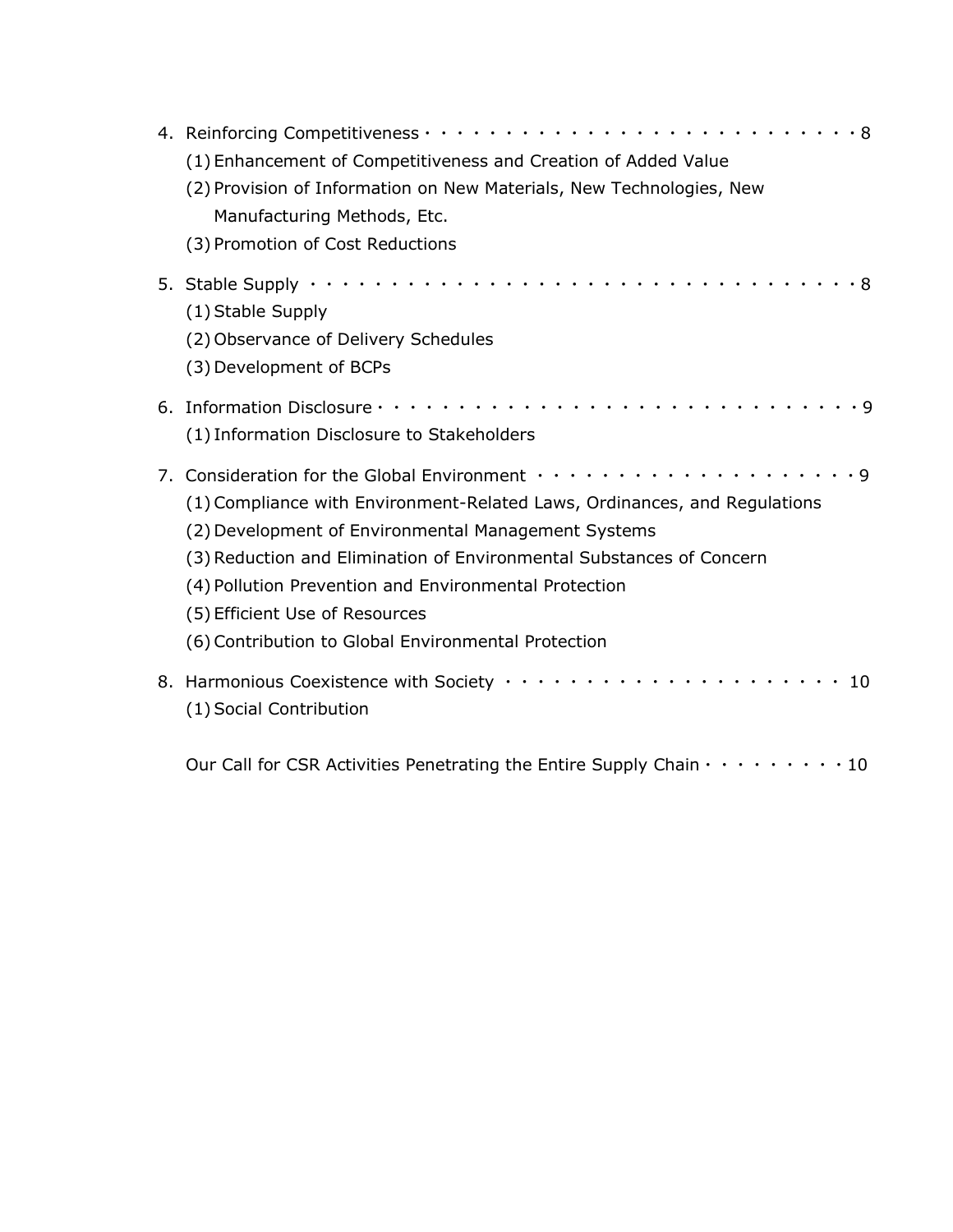4. Reinforcing Competitiveness · · · · · · · · · · · · · · · · · · · · · · · · · · · 8
   (1) Enhancement of Competitiveness and Creation of Added Value
   (2) Provision of Information on New Materials, New Technologies, New Manufacturing Methods, Etc.
   (3) Promotion of Cost Reductions

5. Stable Supply · · · · · · · · · · · · · · · · · · · · · · · · · · · · · · · · · 8
   (1) Stable Supply
   (2) Observance of Delivery Schedules
   (3) Development of BCPs

6. Information Disclosure · · · · · · · · · · · · · · · · · · · · · · · · · · · · · · 9
   (1) Information Disclosure to Stakeholders

7. Consideration for the Global Environment · · · · · · · · · · · · · · · · · · · · 9
   (1) Compliance with Environment-Related Laws, Ordinances, and Regulations
   (2) Development of Environmental Management Systems
   (3) Reduction and Elimination of Environmental Substances of Concern
   (4) Pollution Prevention and Environmental Protection
   (5) Efficient Use of Resources
   (6) Contribution to Global Environmental Protection

8. Harmonious Coexistence with Society · · · · · · · · · · · · · · · · · · · · · 10
   (1) Social Contribution

Our Call for CSR Activities Penetrating the Entire Supply Chain · · · · · · · · · 10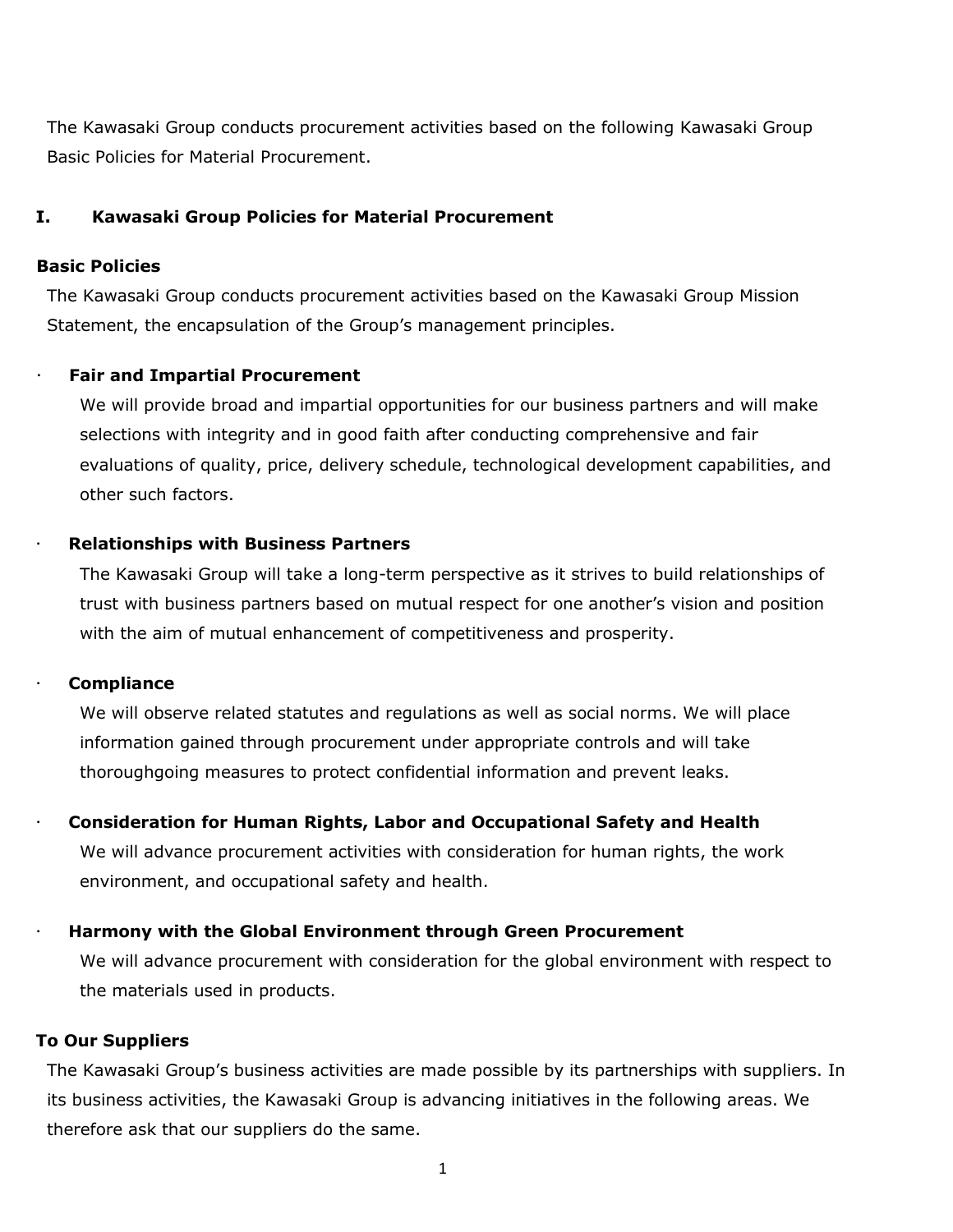The Kawasaki Group conducts procurement activities based on the following Kawasaki Group Basic Policies for Material Procurement.

## I. Kawasaki Group Policies for Material Procurement

### Basic Policies

The Kawasaki Group conducts procurement activities based on the Kawasaki Group Mission Statement, the encapsulation of the Group's management principles.

- **Fair and Impartial Procurement**

  We will provide broad and impartial opportunities for our business partners and will make selections with integrity and in good faith after conducting comprehensive and fair evaluations of quality, price, delivery schedule, technological development capabilities, and other such factors.

- **Relationships with Business Partners**

  The Kawasaki Group will take a long-term perspective as it strives to build relationships of trust with business partners based on mutual respect for one another's vision and position with the aim of mutual enhancement of competitiveness and prosperity.

- **Compliance**

  We will observe related statutes and regulations as well as social norms. We will place information gained through procurement under appropriate controls and will take thoroughgoing measures to protect confidential information and prevent leaks.

- **Consideration for Human Rights, Labor and Occupational Safety and Health**

  We will advance procurement activities with consideration for human rights, the work environment, and occupational safety and health.

- **Harmony with the Global Environment through Green Procurement**

  We will advance procurement with consideration for the global environment with respect to the materials used in products.

### To Our Suppliers

The Kawasaki Group's business activities are made possible by its partnerships with suppliers. In its business activities, the Kawasaki Group is advancing initiatives in the following areas. We therefore ask that our suppliers do the same.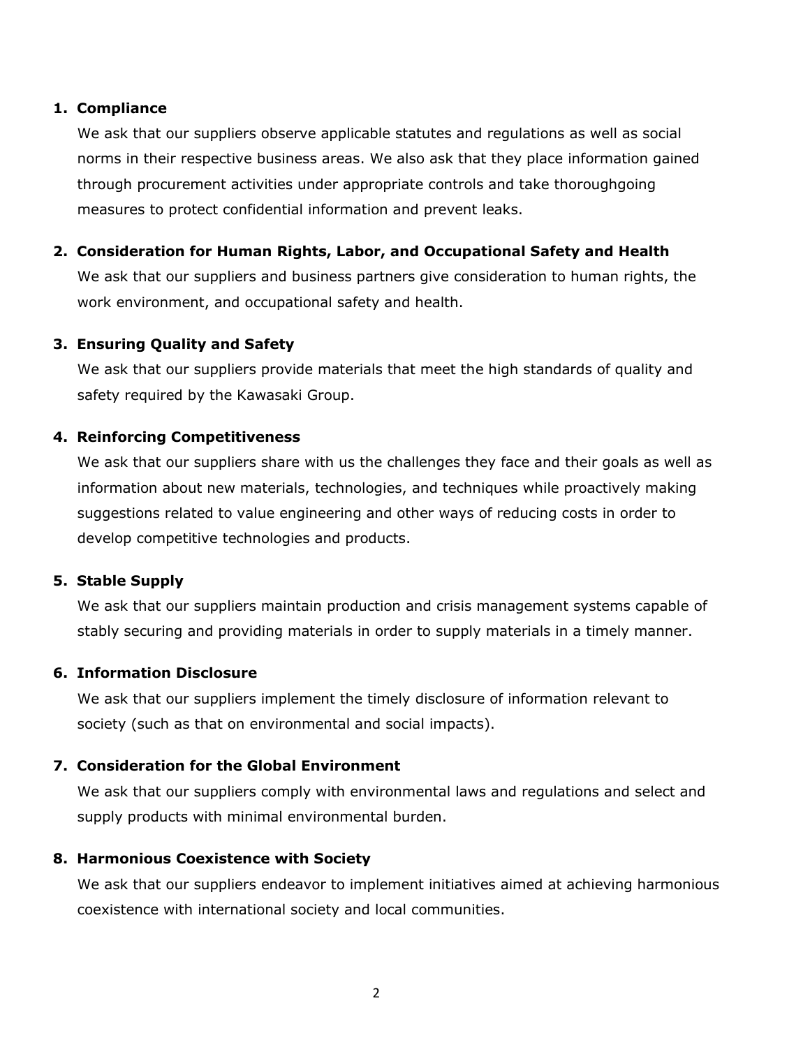1. **Compliance**

   We ask that our suppliers observe applicable statutes and regulations as well as social norms in their respective business areas. We also ask that they place information gained through procurement activities under appropriate controls and take thoroughgoing measures to protect confidential information and prevent leaks.

2. **Consideration for Human Rights, Labor, and Occupational Safety and Health**

   We ask that our suppliers and business partners give consideration to human rights, the work environment, and occupational safety and health.

3. **Ensuring Quality and Safety**

   We ask that our suppliers provide materials that meet the high standards of quality and safety required by the Kawasaki Group.

4. **Reinforcing Competitiveness**

   We ask that our suppliers share with us the challenges they face and their goals as well as information about new materials, technologies, and techniques while proactively making suggestions related to value engineering and other ways of reducing costs in order to develop competitive technologies and products.

5. **Stable Supply**

   We ask that our suppliers maintain production and crisis management systems capable of stably securing and providing materials in order to supply materials in a timely manner.

6. **Information Disclosure**

   We ask that our suppliers implement the timely disclosure of information relevant to society (such as that on environmental and social impacts).

7. **Consideration for the Global Environment**

   We ask that our suppliers comply with environmental laws and regulations and select and supply products with minimal environmental burden.

8. **Harmonious Coexistence with Society**

   We ask that our suppliers endeavor to implement initiatives aimed at achieving harmonious coexistence with international society and local communities.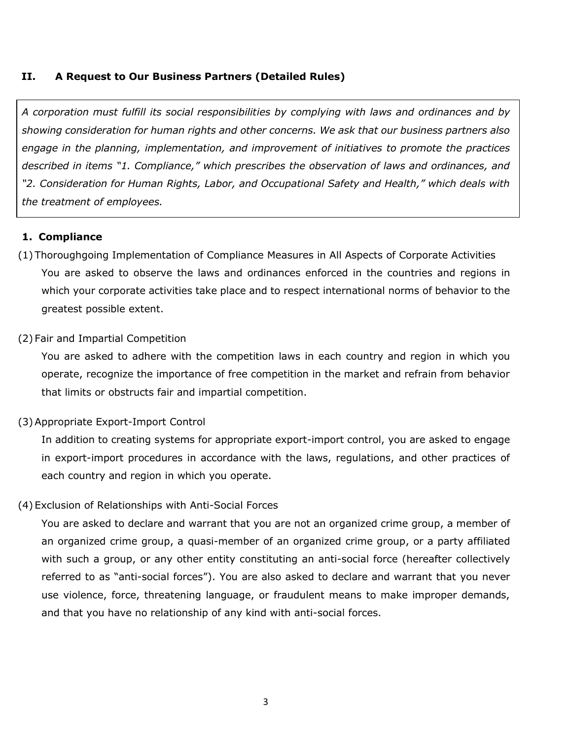## II. A Request to Our Business Partners (Detailed Rules)

*A corporation must fulfill its social responsibilities by complying with laws and ordinances and by showing consideration for human rights and other concerns. We ask that our business partners also engage in the planning, implementation, and improvement of initiatives to promote the practices described in items "1. Compliance," which prescribes the observation of laws and ordinances, and "2. Consideration for Human Rights, Labor, and Occupational Safety and Health," which deals with the treatment of employees.*

### 1. Compliance

(1) Thoroughgoing Implementation of Compliance Measures in All Aspects of Corporate Activities

You are asked to observe the laws and ordinances enforced in the countries and regions in which your corporate activities take place and to respect international norms of behavior to the greatest possible extent.

(2) Fair and Impartial Competition

You are asked to adhere with the competition laws in each country and region in which you operate, recognize the importance of free competition in the market and refrain from behavior that limits or obstructs fair and impartial competition.

(3) Appropriate Export-Import Control

In addition to creating systems for appropriate export-import control, you are asked to engage in export-import procedures in accordance with the laws, regulations, and other practices of each country and region in which you operate.

(4) Exclusion of Relationships with Anti-Social Forces

You are asked to declare and warrant that you are not an organized crime group, a member of an organized crime group, a quasi-member of an organized crime group, or a party affiliated with such a group, or any other entity constituting an anti-social force (hereafter collectively referred to as "anti-social forces"). You are also asked to declare and warrant that you never use violence, force, threatening language, or fraudulent means to make improper demands, and that you have no relationship of any kind with anti-social forces.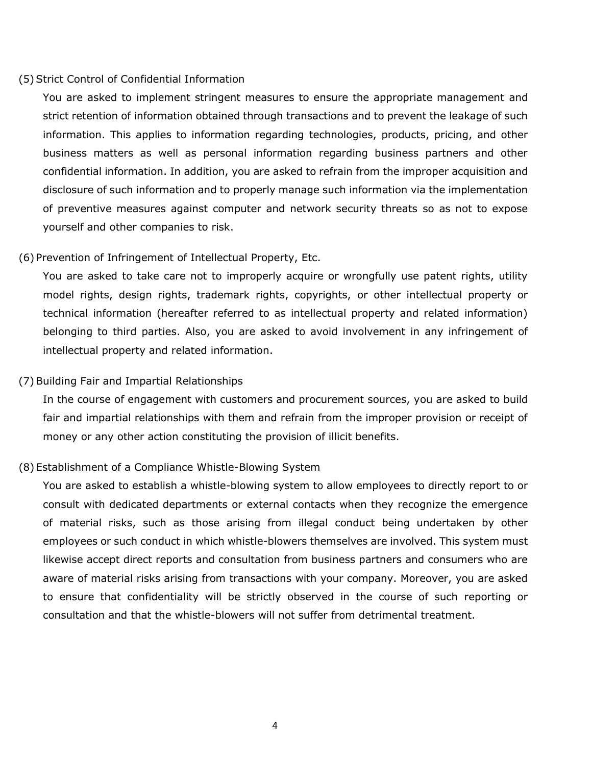(5) Strict Control of Confidential Information

You are asked to implement stringent measures to ensure the appropriate management and strict retention of information obtained through transactions and to prevent the leakage of such information. This applies to information regarding technologies, products, pricing, and other business matters as well as personal information regarding business partners and other confidential information. In addition, you are asked to refrain from the improper acquisition and disclosure of such information and to properly manage such information via the implementation of preventive measures against computer and network security threats so as not to expose yourself and other companies to risk.

(6) Prevention of Infringement of Intellectual Property, Etc.

You are asked to take care not to improperly acquire or wrongfully use patent rights, utility model rights, design rights, trademark rights, copyrights, or other intellectual property or technical information (hereafter referred to as intellectual property and related information) belonging to third parties. Also, you are asked to avoid involvement in any infringement of intellectual property and related information.

(7) Building Fair and Impartial Relationships

In the course of engagement with customers and procurement sources, you are asked to build fair and impartial relationships with them and refrain from the improper provision or receipt of money or any other action constituting the provision of illicit benefits.

(8) Establishment of a Compliance Whistle-Blowing System

You are asked to establish a whistle-blowing system to allow employees to directly report to or consult with dedicated departments or external contacts when they recognize the emergence of material risks, such as those arising from illegal conduct being undertaken by other employees or such conduct in which whistle-blowers themselves are involved. This system must likewise accept direct reports and consultation from business partners and consumers who are aware of material risks arising from transactions with your company. Moreover, you are asked to ensure that confidentiality will be strictly observed in the course of such reporting or consultation and that the whistle-blowers will not suffer from detrimental treatment.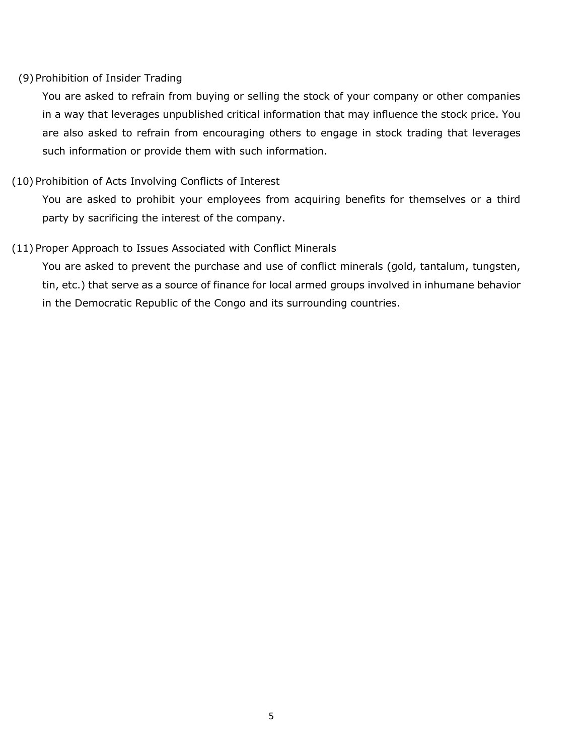(9) Prohibition of Insider Trading

You are asked to refrain from buying or selling the stock of your company or other companies in a way that leverages unpublished critical information that may influence the stock price. You are also asked to refrain from encouraging others to engage in stock trading that leverages such information or provide them with such information.

(10) Prohibition of Acts Involving Conflicts of Interest

You are asked to prohibit your employees from acquiring benefits for themselves or a third party by sacrificing the interest of the company.

(11) Proper Approach to Issues Associated with Conflict Minerals

You are asked to prevent the purchase and use of conflict minerals (gold, tantalum, tungsten, tin, etc.) that serve as a source of finance for local armed groups involved in inhumane behavior in the Democratic Republic of the Congo and its surrounding countries.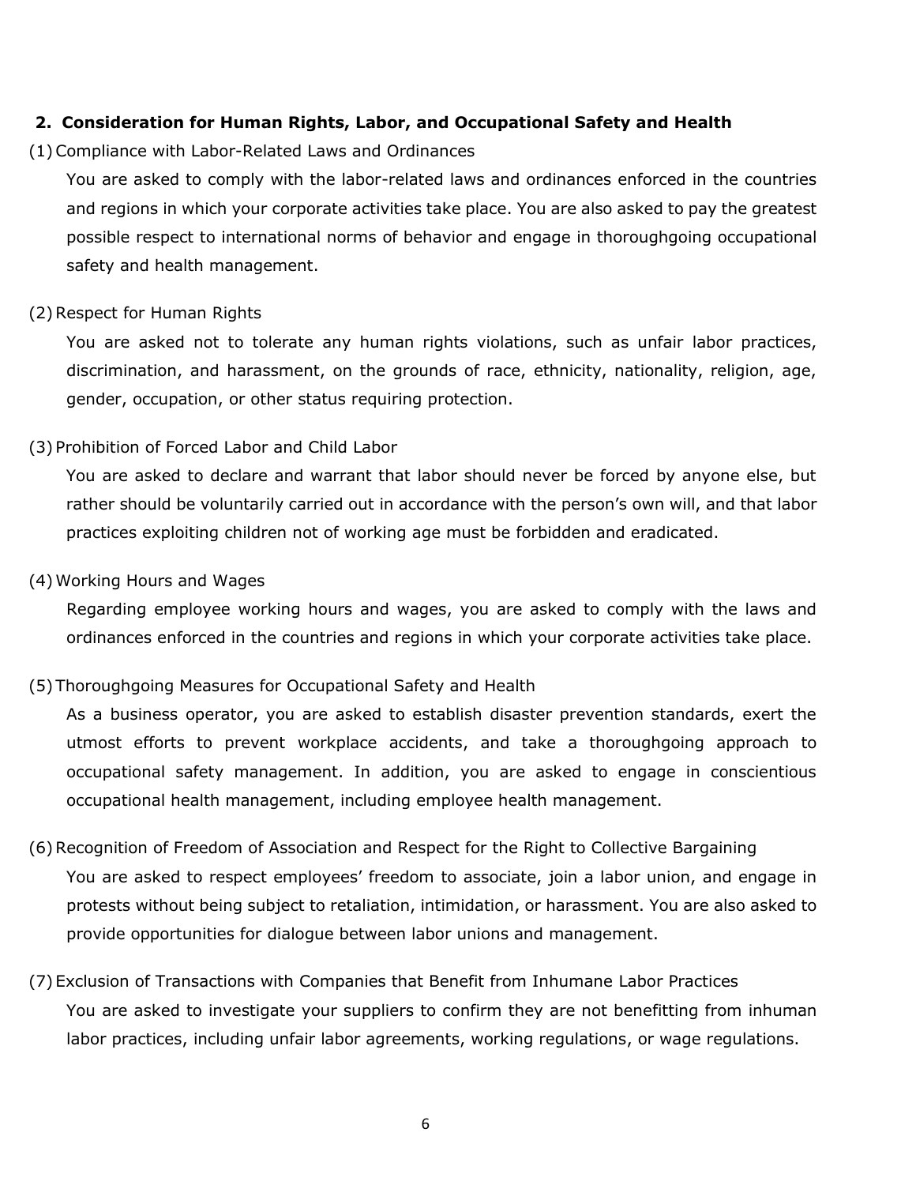## 2. Consideration for Human Rights, Labor, and Occupational Safety and Health

### (1) Compliance with Labor-Related Laws and Ordinances

You are asked to comply with the labor-related laws and ordinances enforced in the countries and regions in which your corporate activities take place. You are also asked to pay the greatest possible respect to international norms of behavior and engage in thoroughgoing occupational safety and health management.

### (2) Respect for Human Rights

You are asked not to tolerate any human rights violations, such as unfair labor practices, discrimination, and harassment, on the grounds of race, ethnicity, nationality, religion, age, gender, occupation, or other status requiring protection.

### (3) Prohibition of Forced Labor and Child Labor

You are asked to declare and warrant that labor should never be forced by anyone else, but rather should be voluntarily carried out in accordance with the person's own will, and that labor practices exploiting children not of working age must be forbidden and eradicated.

### (4) Working Hours and Wages

Regarding employee working hours and wages, you are asked to comply with the laws and ordinances enforced in the countries and regions in which your corporate activities take place.

### (5) Thoroughgoing Measures for Occupational Safety and Health

As a business operator, you are asked to establish disaster prevention standards, exert the utmost efforts to prevent workplace accidents, and take a thoroughgoing approach to occupational safety management. In addition, you are asked to engage in conscientious occupational health management, including employee health management.

### (6) Recognition of Freedom of Association and Respect for the Right to Collective Bargaining

You are asked to respect employees' freedom to associate, join a labor union, and engage in protests without being subject to retaliation, intimidation, or harassment. You are also asked to provide opportunities for dialogue between labor unions and management.

### (7) Exclusion of Transactions with Companies that Benefit from Inhumane Labor Practices

You are asked to investigate your suppliers to confirm they are not benefitting from inhuman labor practices, including unfair labor agreements, working regulations, or wage regulations.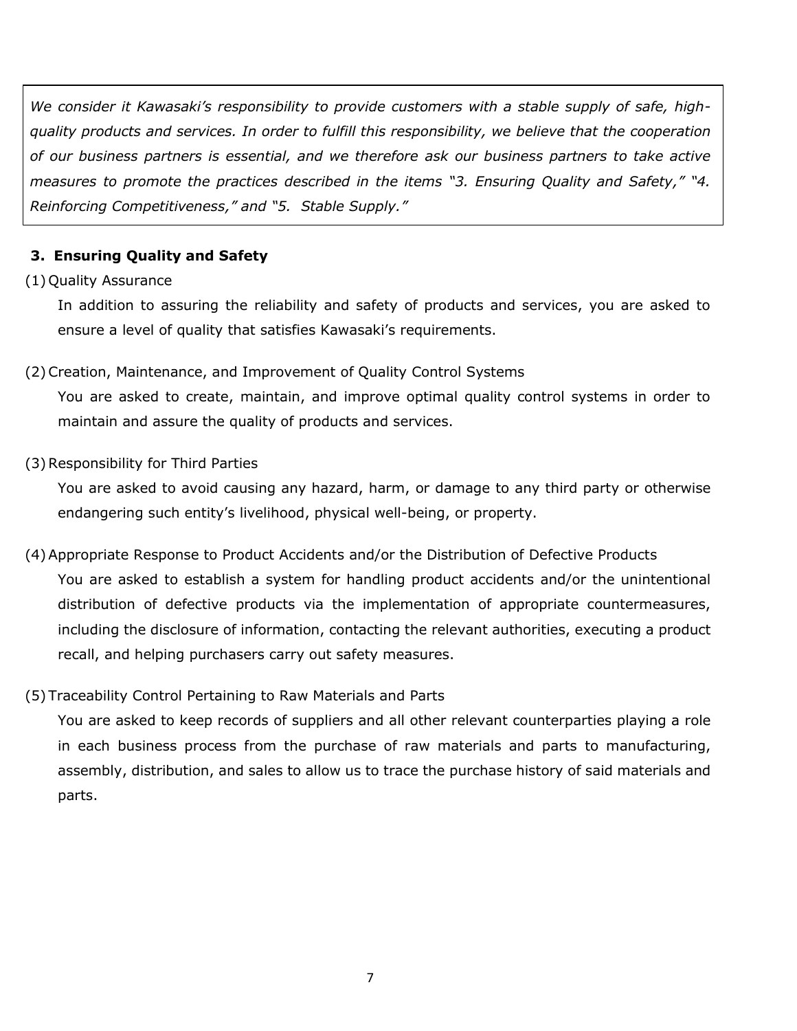*We consider it Kawasaki's responsibility to provide customers with a stable supply of safe, high-quality products and services. In order to fulfill this responsibility, we believe that the cooperation of our business partners is essential, and we therefore ask our business partners to take active measures to promote the practices described in the items "3. Ensuring Quality and Safety," "4. Reinforcing Competitiveness," and "5. Stable Supply."*

## 3. Ensuring Quality and Safety

(1) Quality Assurance

In addition to assuring the reliability and safety of products and services, you are asked to ensure a level of quality that satisfies Kawasaki's requirements.

(2) Creation, Maintenance, and Improvement of Quality Control Systems

You are asked to create, maintain, and improve optimal quality control systems in order to maintain and assure the quality of products and services.

(3) Responsibility for Third Parties

You are asked to avoid causing any hazard, harm, or damage to any third party or otherwise endangering such entity's livelihood, physical well-being, or property.

(4) Appropriate Response to Product Accidents and/or the Distribution of Defective Products

You are asked to establish a system for handling product accidents and/or the unintentional distribution of defective products via the implementation of appropriate countermeasures, including the disclosure of information, contacting the relevant authorities, executing a product recall, and helping purchasers carry out safety measures.

(5) Traceability Control Pertaining to Raw Materials and Parts

You are asked to keep records of suppliers and all other relevant counterparties playing a role in each business process from the purchase of raw materials and parts to manufacturing, assembly, distribution, and sales to allow us to trace the purchase history of said materials and parts.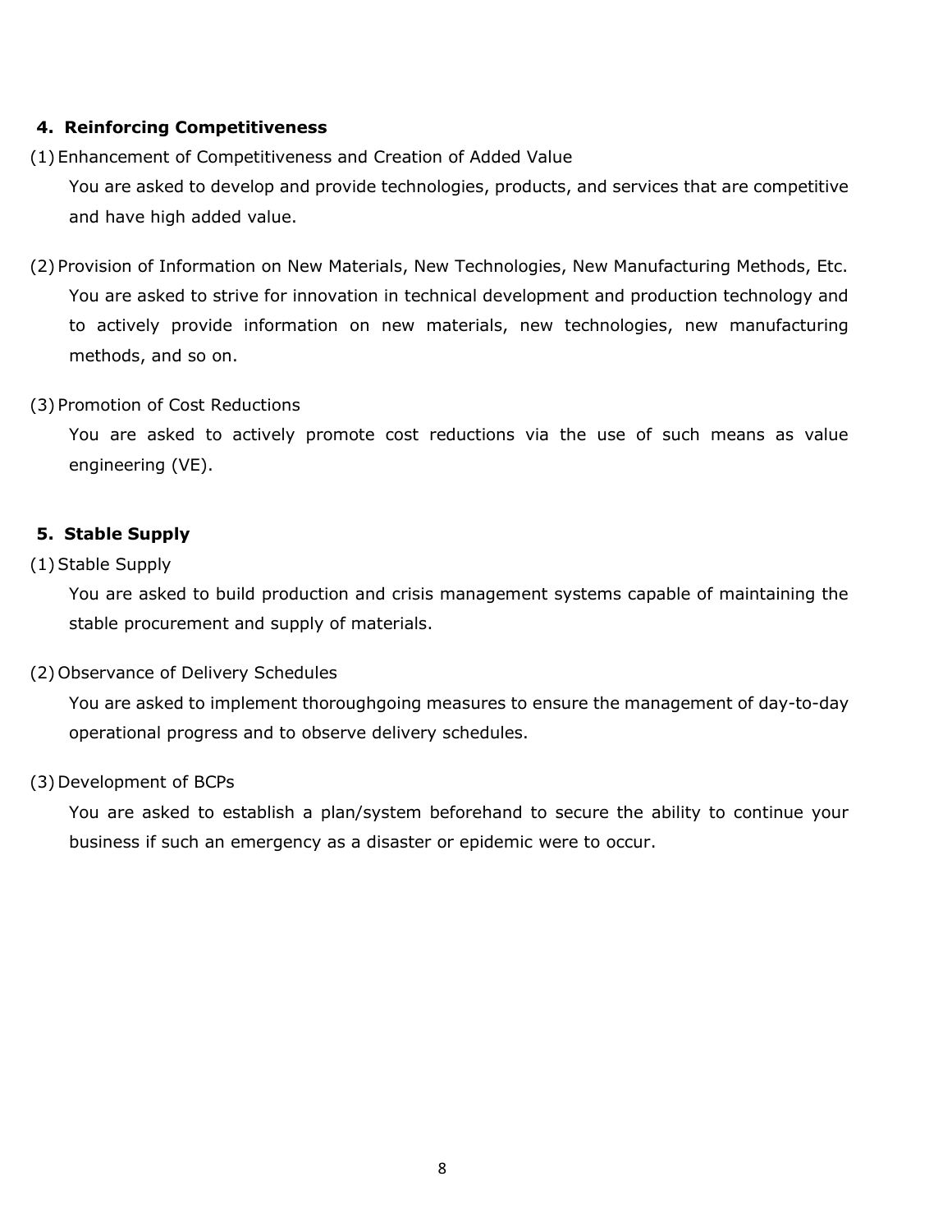## 4. Reinforcing Competitiveness

(1) Enhancement of Competitiveness and Creation of Added Value

You are asked to develop and provide technologies, products, and services that are competitive and have high added value.

(2) Provision of Information on New Materials, New Technologies, New Manufacturing Methods, Etc.

You are asked to strive for innovation in technical development and production technology and to actively provide information on new materials, new technologies, new manufacturing methods, and so on.

(3) Promotion of Cost Reductions

You are asked to actively promote cost reductions via the use of such means as value engineering (VE).

## 5. Stable Supply

(1) Stable Supply

You are asked to build production and crisis management systems capable of maintaining the stable procurement and supply of materials.

(2) Observance of Delivery Schedules

You are asked to implement thoroughgoing measures to ensure the management of day-to-day operational progress and to observe delivery schedules.

(3) Development of BCPs

You are asked to establish a plan/system beforehand to secure the ability to continue your business if such an emergency as a disaster or epidemic were to occur.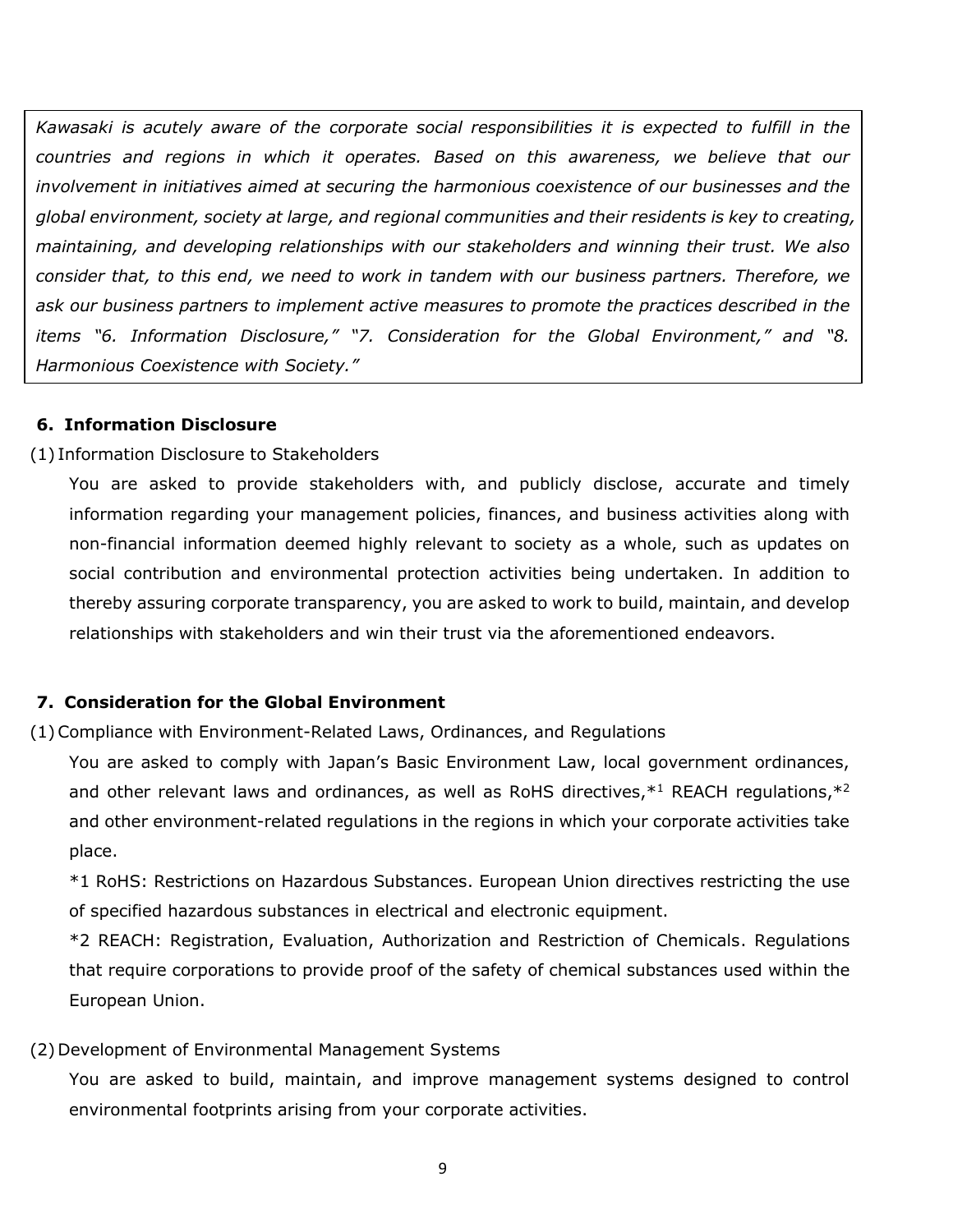*Kawasaki is acutely aware of the corporate social responsibilities it is expected to fulfill in the countries and regions in which it operates. Based on this awareness, we believe that our involvement in initiatives aimed at securing the harmonious coexistence of our businesses and the global environment, society at large, and regional communities and their residents is key to creating, maintaining, and developing relationships with our stakeholders and winning their trust. We also consider that, to this end, we need to work in tandem with our business partners. Therefore, we ask our business partners to implement active measures to promote the practices described in the items "6. Information Disclosure," "7. Consideration for the Global Environment," and "8. Harmonious Coexistence with Society."*

## 6. Information Disclosure

(1) Information Disclosure to Stakeholders

You are asked to provide stakeholders with, and publicly disclose, accurate and timely information regarding your management policies, finances, and business activities along with non-financial information deemed highly relevant to society as a whole, such as updates on social contribution and environmental protection activities being undertaken. In addition to thereby assuring corporate transparency, you are asked to work to build, maintain, and develop relationships with stakeholders and win their trust via the aforementioned endeavors.

## 7. Consideration for the Global Environment

(1) Compliance with Environment-Related Laws, Ordinances, and Regulations

You are asked to comply with Japan's Basic Environment Law, local government ordinances, and other relevant laws and ordinances, as well as RoHS directives,*[1] REACH regulations,*[2] and other environment-related regulations in the regions in which your corporate activities take place.

*1 RoHS: Restrictions on Hazardous Substances. European Union directives restricting the use of specified hazardous substances in electrical and electronic equipment.

*2 REACH: Registration, Evaluation, Authorization and Restriction of Chemicals. Regulations that require corporations to provide proof of the safety of chemical substances used within the European Union.

(2) Development of Environmental Management Systems

You are asked to build, maintain, and improve management systems designed to control environmental footprints arising from your corporate activities.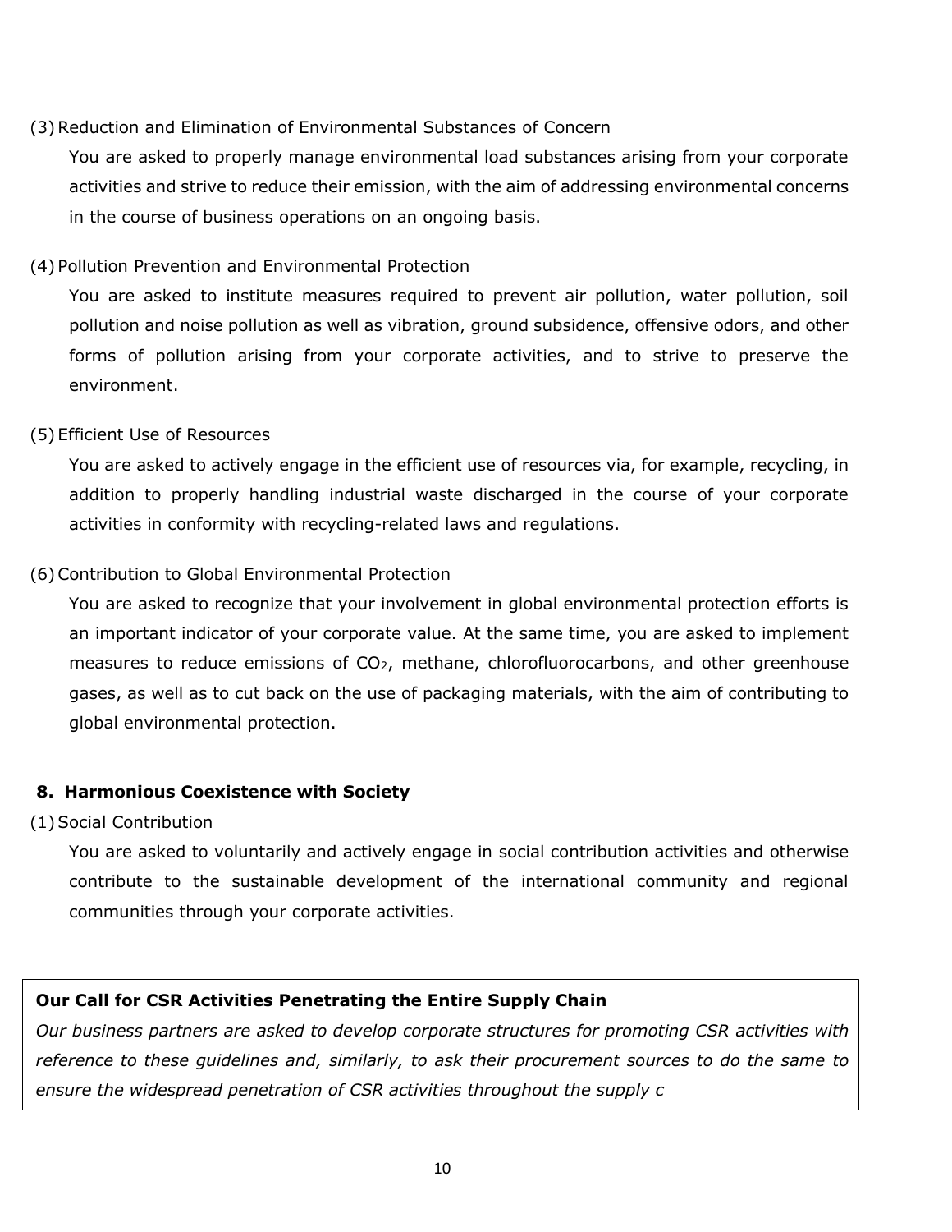(3) Reduction and Elimination of Environmental Substances of Concern

You are asked to properly manage environmental load substances arising from your corporate activities and strive to reduce their emission, with the aim of addressing environmental concerns in the course of business operations on an ongoing basis.

(4) Pollution Prevention and Environmental Protection

You are asked to institute measures required to prevent air pollution, water pollution, soil pollution and noise pollution as well as vibration, ground subsidence, offensive odors, and other forms of pollution arising from your corporate activities, and to strive to preserve the environment.

(5) Efficient Use of Resources

You are asked to actively engage in the efficient use of resources via, for example, recycling, in addition to properly handling industrial waste discharged in the course of your corporate activities in conformity with recycling-related laws and regulations.

(6) Contribution to Global Environmental Protection

You are asked to recognize that your involvement in global environmental protection efforts is an important indicator of your corporate value. At the same time, you are asked to implement measures to reduce emissions of $CO_2$, methane, chlorofluorocarbons, and other greenhouse gases, as well as to cut back on the use of packaging materials, with the aim of contributing to global environmental protection.

## 8. Harmonious Coexistence with Society

(1) Social Contribution

You are asked to voluntarily and actively engage in social contribution activities and otherwise contribute to the sustainable development of the international community and regional communities through your corporate activities.

**Our Call for CSR Activities Penetrating the Entire Supply Chain**

*Our business partners are asked to develop corporate structures for promoting CSR activities with reference to these guidelines and, similarly, to ask their procurement sources to do the same to ensure the widespread penetration of CSR activities throughout the supply c*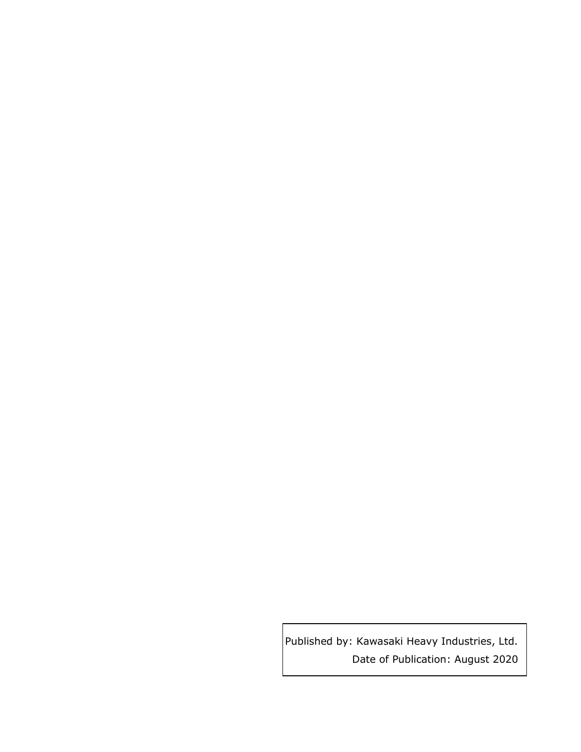Published by: Kawasaki Heavy Industries, Ltd.

Date of Publication: August 2020